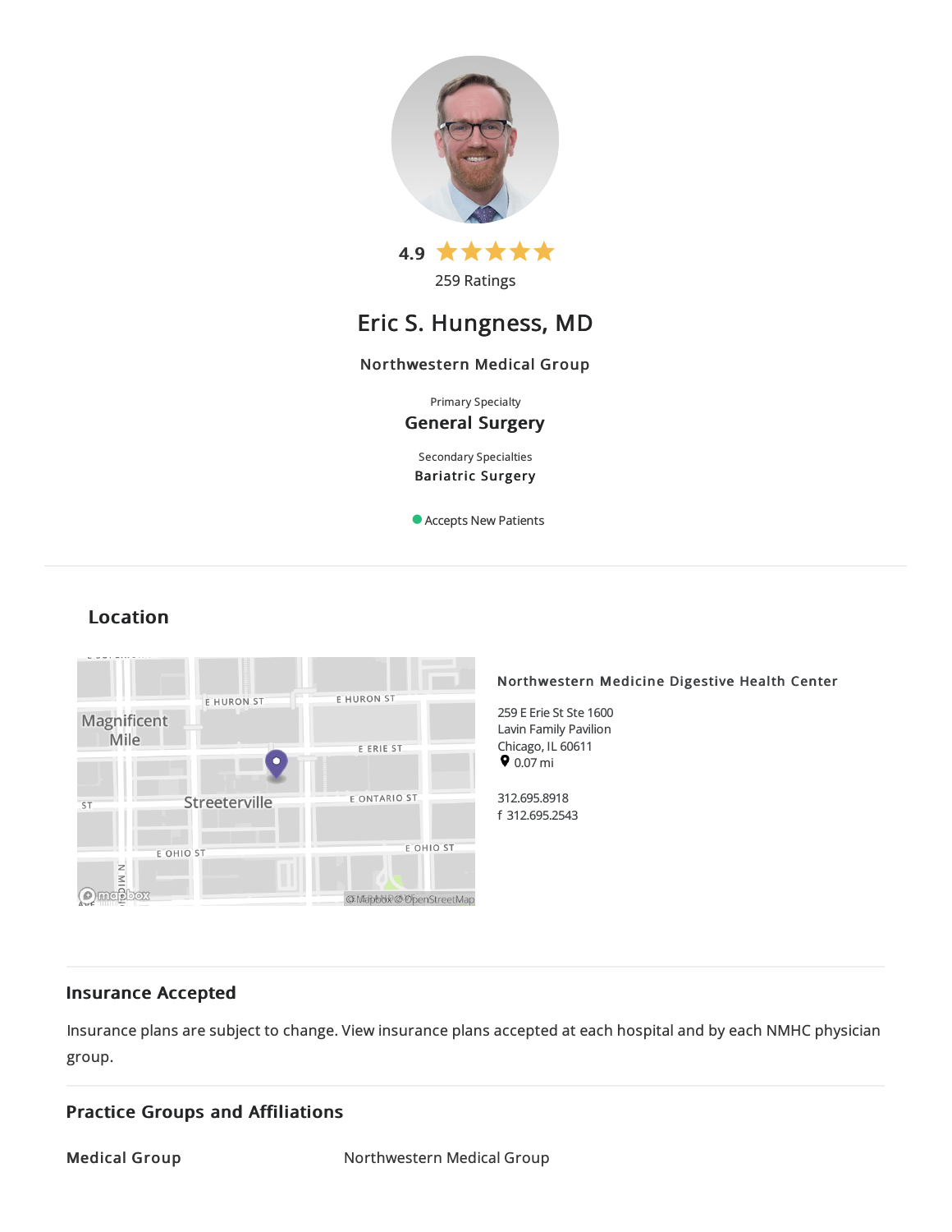4.9 ★★★★★

259 Ratings

# Eric S. Hungness, MD

**Northwestern Medical Group**

Primary Specialty

**General Surgery**

Secondary Specialties

**Bariatric Surgery**

Accepts New Patients

## Location

**Northwestern Medicine Digestive Health Center**

259 E Erie St Ste 1600
Lavin Family Pavilion
Chicago, IL 60611
0.07 mi

312.695.8918
f 312.695.2543

## Insurance Accepted

Insurance plans are subject to change. View insurance plans accepted at each hospital and by each NMHC physician group.

## Practice Groups and Affiliations

| **Medical Group** | Northwestern Medical Group |
|---|---|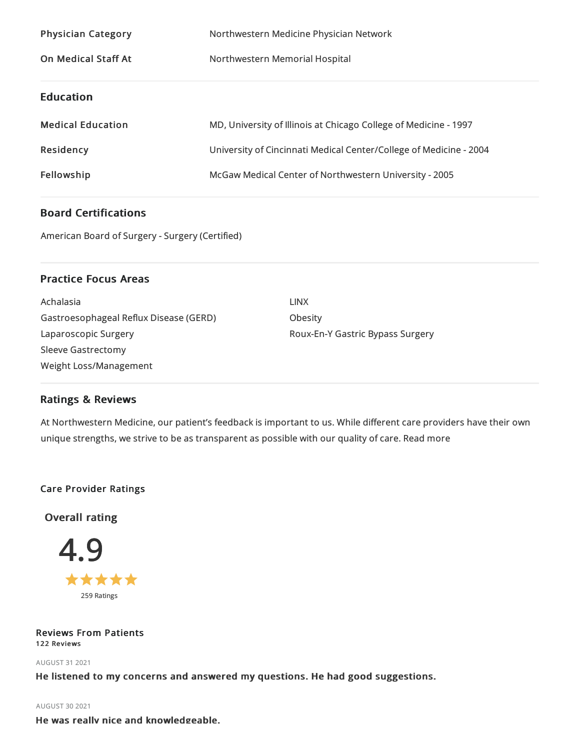| | |
|---|---|
| **Physician Category** | Northwestern Medicine Physician Network |
| **On Medical Staff At** | Northwestern Memorial Hospital |

## Education

| | |
|---|---|
| **Medical Education** | MD, University of Illinois at Chicago College of Medicine - 1997 |
| **Residency** | University of Cincinnati Medical Center/College of Medicine - 2004 |
| **Fellowship** | McGaw Medical Center of Northwestern University - 2005 |

## Board Certifications

American Board of Surgery - Surgery (Certified)

## Practice Focus Areas

- Achalasia
- Gastroesophageal Reflux Disease (GERD)
- Laparoscopic Surgery
- Sleeve Gastrectomy
- Weight Loss/Management
- LINX
- Obesity
- Roux-En-Y Gastric Bypass Surgery

## Ratings & Reviews

At Northwestern Medicine, our patient's feedback is important to us. While different care providers have their own unique strengths, we strive to be as transparent as possible with our quality of care. Read more

### Care Provider Ratings

**Overall rating**

**4.9**

★★★★★

259 Ratings

### Reviews From Patients

122 Reviews

AUGUST 31 2021

**He listened to my concerns and answered my questions. He had good suggestions.**

AUGUST 30 2021

**He was really nice and knowledgeable.**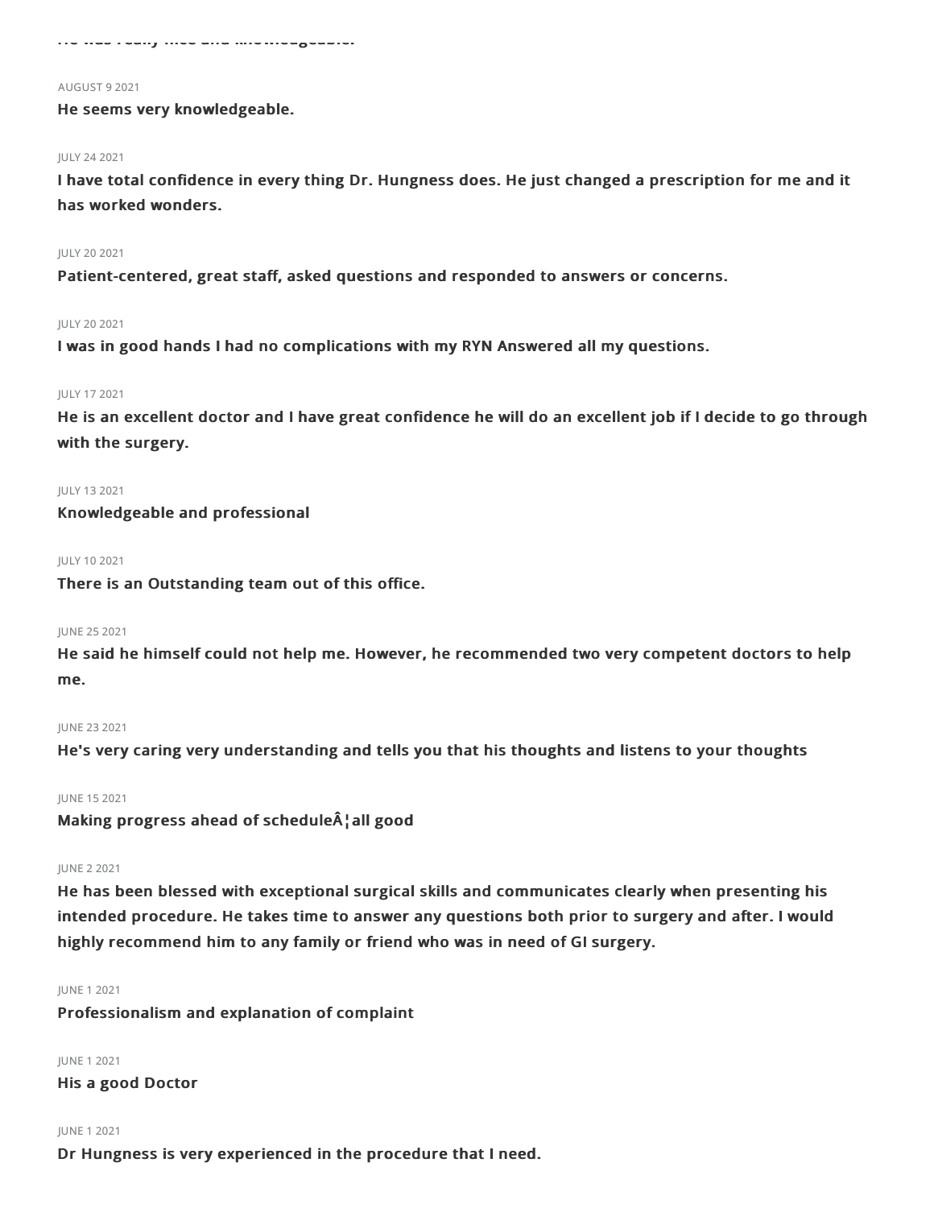He was really nice and knowledgeable.

AUGUST 9 2021

**He seems very knowledgeable.**

JULY 24 2021

**I have total confidence in every thing Dr. Hungness does. He just changed a prescription for me and it has worked wonders.**

JULY 20 2021

**Patient-centered, great staff, asked questions and responded to answers or concerns.**

JULY 20 2021

**I was in good hands I had no complications with my RYN Answered all my questions.**

JULY 17 2021

**He is an excellent doctor and I have great confidence he will do an excellent job if I decide to go through with the surgery.**

JULY 13 2021

**Knowledgeable and professional**

JULY 10 2021

**There is an Outstanding team out of this office.**

JUNE 25 2021

**He said he himself could not help me. However, he recommended two very competent doctors to help me.**

JUNE 23 2021

**He's very caring very understanding and tells you that his thoughts and listens to your thoughts**

JUNE 15 2021

**Making progress ahead of scheduleÂ¦all good**

JUNE 2 2021

**He has been blessed with exceptional surgical skills and communicates clearly when presenting his intended procedure. He takes time to answer any questions both prior to surgery and after. I would highly recommend him to any family or friend who was in need of GI surgery.**

JUNE 1 2021

**Professionalism and explanation of complaint**

JUNE 1 2021

**His a good Doctor**

JUNE 1 2021

**Dr Hungness is very experienced in the procedure that I need.**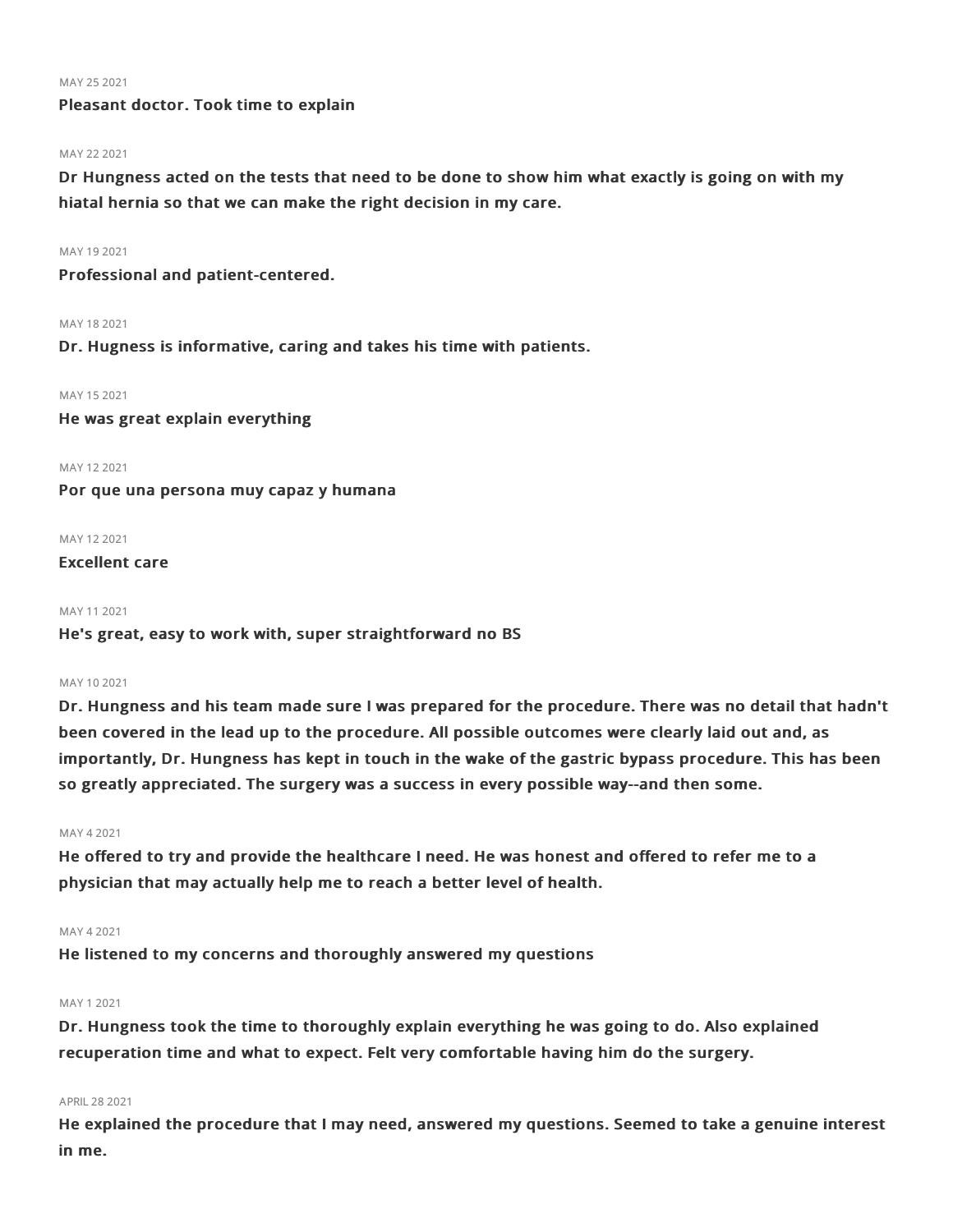MAY 25 2021

**Pleasant doctor. Took time to explain**

MAY 22 2021

**Dr Hungness acted on the tests that need to be done to show him what exactly is going on with my hiatal hernia so that we can make the right decision in my care.**

MAY 19 2021

**Professional and patient-centered.**

MAY 18 2021

**Dr. Hugness is informative, caring and takes his time with patients.**

MAY 15 2021

**He was great explain everything**

MAY 12 2021

**Por que una persona muy capaz y humana**

MAY 12 2021

**Excellent care**

MAY 11 2021

**He's great, easy to work with, super straightforward no BS**

MAY 10 2021

**Dr. Hungness and his team made sure I was prepared for the procedure. There was no detail that hadn't been covered in the lead up to the procedure. All possible outcomes were clearly laid out and, as importantly, Dr. Hungness has kept in touch in the wake of the gastric bypass procedure. This has been so greatly appreciated. The surgery was a success in every possible way--and then some.**

MAY 4 2021

**He offered to try and provide the healthcare I need. He was honest and offered to refer me to a physician that may actually help me to reach a better level of health.**

MAY 4 2021

**He listened to my concerns and thoroughly answered my questions**

MAY 1 2021

**Dr. Hungness took the time to thoroughly explain everything he was going to do. Also explained recuperation time and what to expect. Felt very comfortable having him do the surgery.**

APRIL 28 2021

**He explained the procedure that I may need, answered my questions. Seemed to take a genuine interest in me.**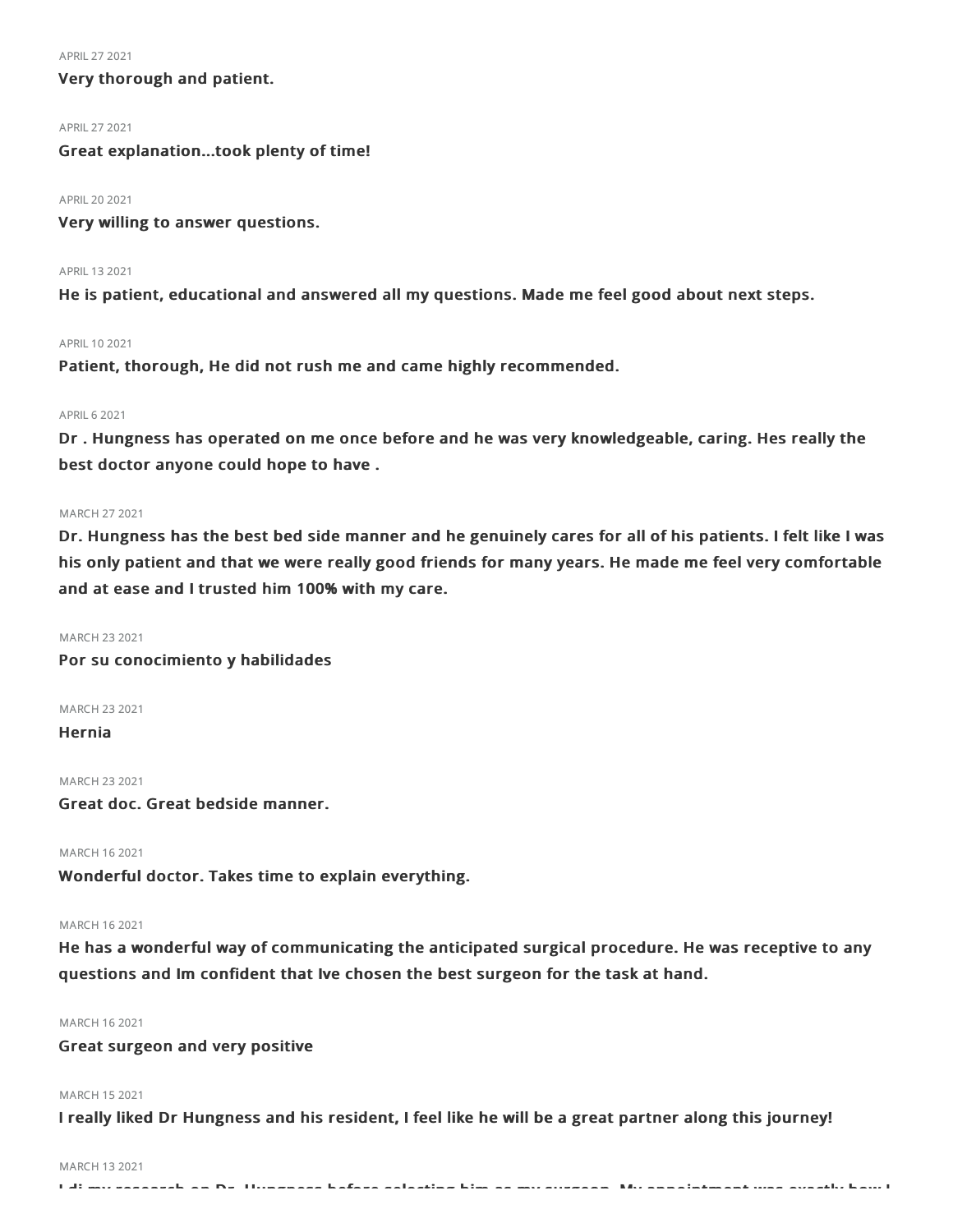APRIL 27 2021

**Very thorough and patient.**

APRIL 27 2021

**Great explanation...took plenty of time!**

APRIL 20 2021

**Very willing to answer questions.**

APRIL 13 2021

**He is patient, educational and answered all my questions. Made me feel good about next steps.**

APRIL 10 2021

**Patient, thorough, He did not rush me and came highly recommended.**

APRIL 6 2021

**Dr . Hungness has operated on me once before and he was very knowledgeable, caring. Hes really the best doctor anyone could hope to have .**

MARCH 27 2021

**Dr. Hungness has the best bed side manner and he genuinely cares for all of his patients. I felt like I was his only patient and that we were really good friends for many years. He made me feel very comfortable and at ease and I trusted him 100% with my care.**

MARCH 23 2021

**Por su conocimiento y habilidades**

MARCH 23 2021

**Hernia**

MARCH 23 2021

**Great doc. Great bedside manner.**

MARCH 16 2021

**Wonderful doctor. Takes time to explain everything.**

MARCH 16 2021

**He has a wonderful way of communicating the anticipated surgical procedure. He was receptive to any questions and Im confident that Ive chosen the best surgeon for the task at hand.**

MARCH 16 2021

**Great surgeon and very positive**

MARCH 15 2021

**I really liked Dr Hungness and his resident, I feel like he will be a great partner along this journey!**

MARCH 13 2021

**I di my research on Dr. Hungness before selecting him as my surgeon. My appointment was exactly how I**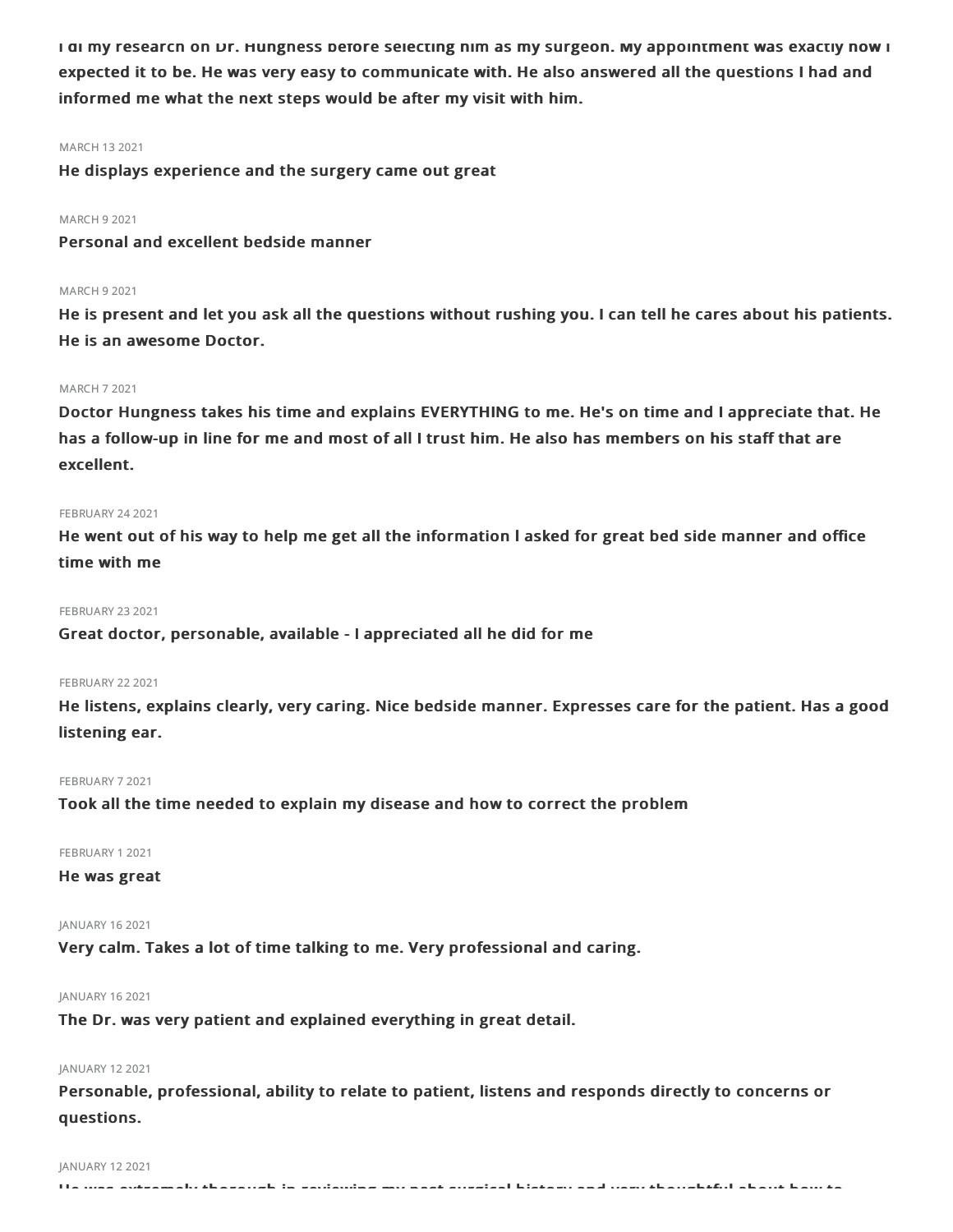I di my research on Dr. Hungness before selecting him as my surgeon. My appointment was exactly how I expected it to be. He was very easy to communicate with. He also answered all the questions I had and informed me what the next steps would be after my visit with him.

MARCH 13 2021

**He displays experience and the surgery came out great**

MARCH 9 2021

**Personal and excellent bedside manner**

MARCH 9 2021

**He is present and let you ask all the questions without rushing you. I can tell he cares about his patients. He is an awesome Doctor.**

MARCH 7 2021

**Doctor Hungness takes his time and explains EVERYTHING to me. He's on time and I appreciate that. He has a follow-up in line for me and most of all I trust him. He also has members on his staff that are excellent.**

FEBRUARY 24 2021

**He went out of his way to help me get all the information I asked for great bed side manner and office time with me**

FEBRUARY 23 2021

**Great doctor, personable, available - I appreciated all he did for me**

FEBRUARY 22 2021

**He listens, explains clearly, very caring. Nice bedside manner. Expresses care for the patient. Has a good listening ear.**

FEBRUARY 7 2021

**Took all the time needed to explain my disease and how to correct the problem**

FEBRUARY 1 2021

**He was great**

JANUARY 16 2021

**Very calm. Takes a lot of time talking to me. Very professional and caring.**

JANUARY 16 2021

**The Dr. was very patient and explained everything in great detail.**

JANUARY 12 2021

**Personable, professional, ability to relate to patient, listens and responds directly to concerns or questions.**

JANUARY 12 2021

**He was extremely thorough in reviewing my past surgical history and very thoughtful about how to**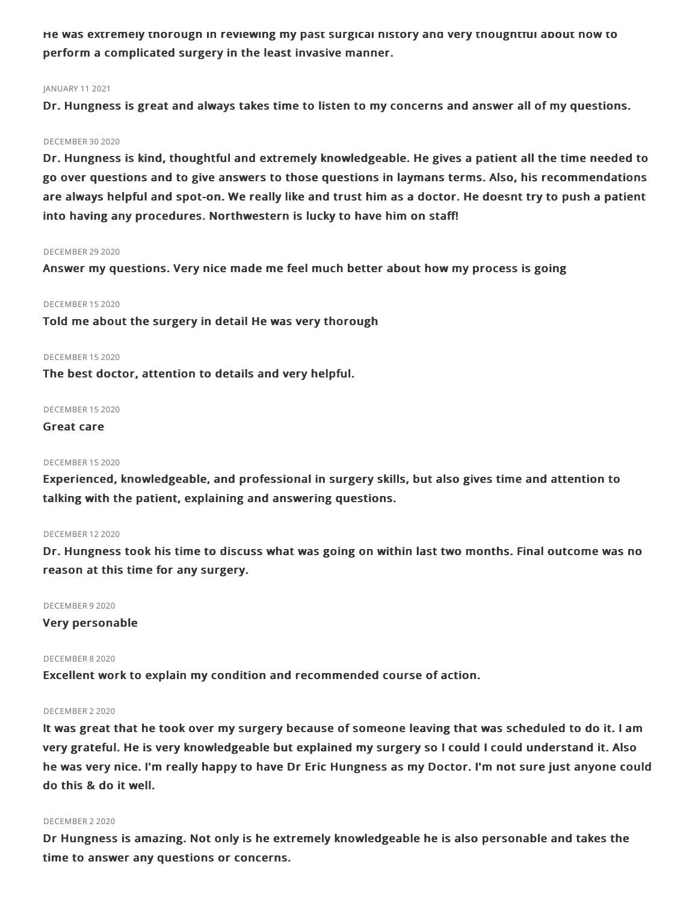**He was extremely thorough in reviewing my past surgical history and very thoughtful about how to perform a complicated surgery in the least invasive manner.**

JANUARY 11 2021

**Dr. Hungness is great and always takes time to listen to my concerns and answer all of my questions.**

DECEMBER 30 2020

**Dr. Hungness is kind, thoughtful and extremely knowledgeable. He gives a patient all the time needed to go over questions and to give answers to those questions in laymans terms. Also, his recommendations are always helpful and spot-on. We really like and trust him as a doctor. He doesnt try to push a patient into having any procedures. Northwestern is lucky to have him on staff!**

DECEMBER 29 2020

**Answer my questions. Very nice made me feel much better about how my process is going**

DECEMBER 15 2020

**Told me about the surgery in detail He was very thorough**

DECEMBER 15 2020

**The best doctor, attention to details and very helpful.**

DECEMBER 15 2020

**Great care**

DECEMBER 15 2020

**Experienced, knowledgeable, and professional in surgery skills, but also gives time and attention to talking with the patient, explaining and answering questions.**

DECEMBER 12 2020

**Dr. Hungness took his time to discuss what was going on within last two months. Final outcome was no reason at this time for any surgery.**

DECEMBER 9 2020

**Very personable**

DECEMBER 8 2020

**Excellent work to explain my condition and recommended course of action.**

DECEMBER 2 2020

**It was great that he took over my surgery because of someone leaving that was scheduled to do it. I am very grateful. He is very knowledgeable but explained my surgery so I could I could understand it. Also he was very nice. I'm really happy to have Dr Eric Hungness as my Doctor. I'm not sure just anyone could do this & do it well.**

DECEMBER 2 2020

**Dr Hungness is amazing. Not only is he extremely knowledgeable he is also personable and takes the time to answer any questions or concerns.**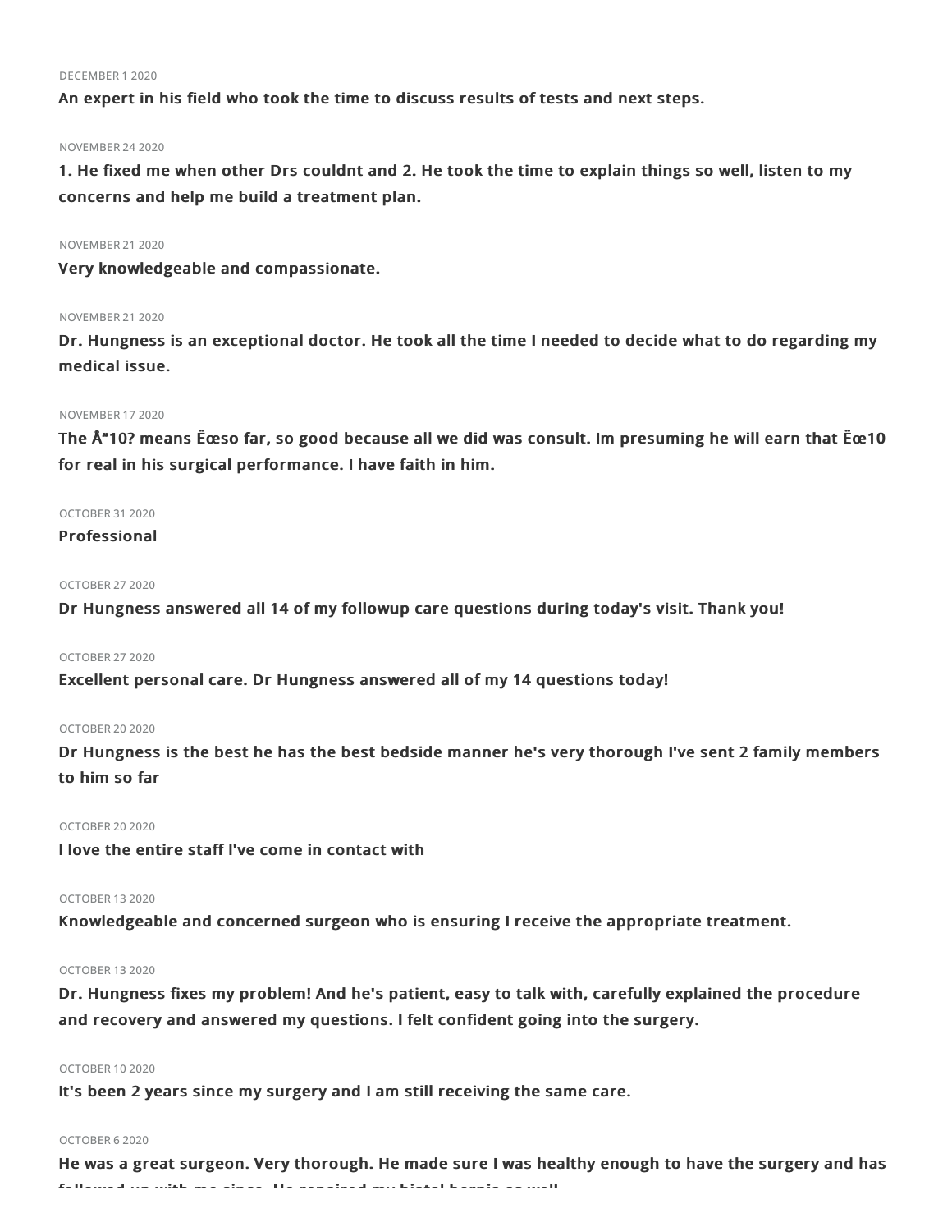DECEMBER 1 2020

**An expert in his field who took the time to discuss results of tests and next steps.**

NOVEMBER 24 2020

**1. He fixed me when other Drs couldnt and 2. He took the time to explain things so well, listen to my concerns and help me build a treatment plan.**

NOVEMBER 21 2020

**Very knowledgeable and compassionate.**

NOVEMBER 21 2020

**Dr. Hungness is an exceptional doctor. He took all the time I needed to decide what to do regarding my medical issue.**

NOVEMBER 17 2020

**The Å“10? means Ëœso far, so good because all we did was consult. Im presuming he will earn that Ëœ10 for real in his surgical performance. I have faith in him.**

OCTOBER 31 2020

**Professional**

OCTOBER 27 2020

**Dr Hungness answered all 14 of my followup care questions during today's visit. Thank you!**

OCTOBER 27 2020

**Excellent personal care. Dr Hungness answered all of my 14 questions today!**

OCTOBER 20 2020

**Dr Hungness is the best he has the best bedside manner he's very thorough I've sent 2 family members to him so far**

OCTOBER 20 2020

**I love the entire staff I've come in contact with**

OCTOBER 13 2020

**Knowledgeable and concerned surgeon who is ensuring I receive the appropriate treatment.**

OCTOBER 13 2020

**Dr. Hungness fixes my problem! And he's patient, easy to talk with, carefully explained the procedure and recovery and answered my questions. I felt confident going into the surgery.**

OCTOBER 10 2020

**It's been 2 years since my surgery and I am still receiving the same care.**

OCTOBER 6 2020

**He was a great surgeon. Very thorough. He made sure I was healthy enough to have the surgery and has followed up with me since. He repaired my hiatal hernia as well.**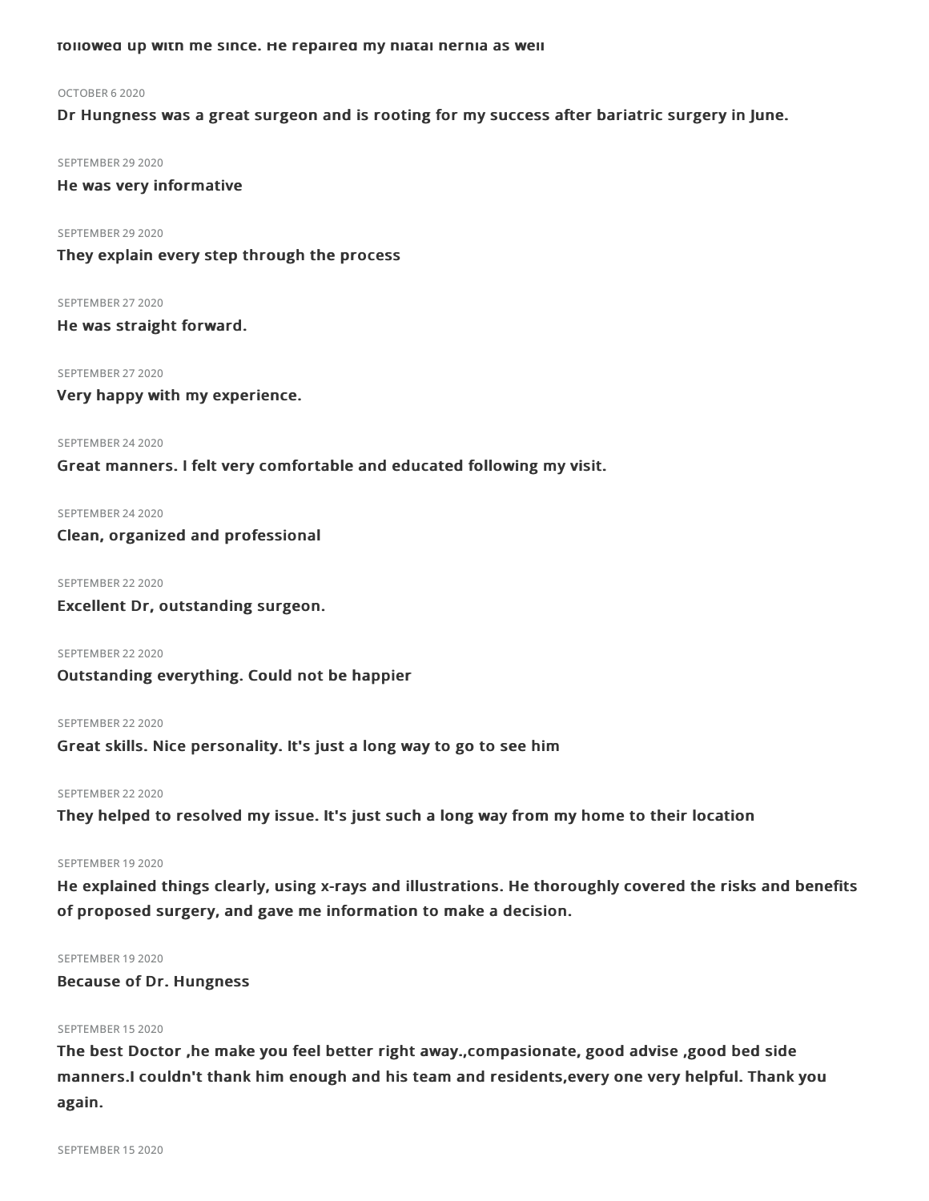**followed up with me since. He repaired my hiatal hernia as well**

OCTOBER 6 2020

**Dr Hungness was a great surgeon and is rooting for my success after bariatric surgery in June.**

SEPTEMBER 29 2020

**He was very informative**

SEPTEMBER 29 2020

**They explain every step through the process**

SEPTEMBER 27 2020

**He was straight forward.**

SEPTEMBER 27 2020

**Very happy with my experience.**

SEPTEMBER 24 2020

**Great manners. I felt very comfortable and educated following my visit.**

SEPTEMBER 24 2020

**Clean, organized and professional**

SEPTEMBER 22 2020

**Excellent Dr, outstanding surgeon.**

SEPTEMBER 22 2020

**Outstanding everything. Could not be happier**

SEPTEMBER 22 2020

**Great skills. Nice personality. It's just a long way to go to see him**

SEPTEMBER 22 2020

**They helped to resolved my issue. It's just such a long way from my home to their location**

SEPTEMBER 19 2020

**He explained things clearly, using x-rays and illustrations. He thoroughly covered the risks and benefits of proposed surgery, and gave me information to make a decision.**

SEPTEMBER 19 2020

**Because of Dr. Hungness**

SEPTEMBER 15 2020

**The best Doctor ,he make you feel better right away.,compasionate, good advise ,good bed side manners.I couldn't thank him enough and his team and residents,every one very helpful. Thank you again.**

SEPTEMBER 15 2020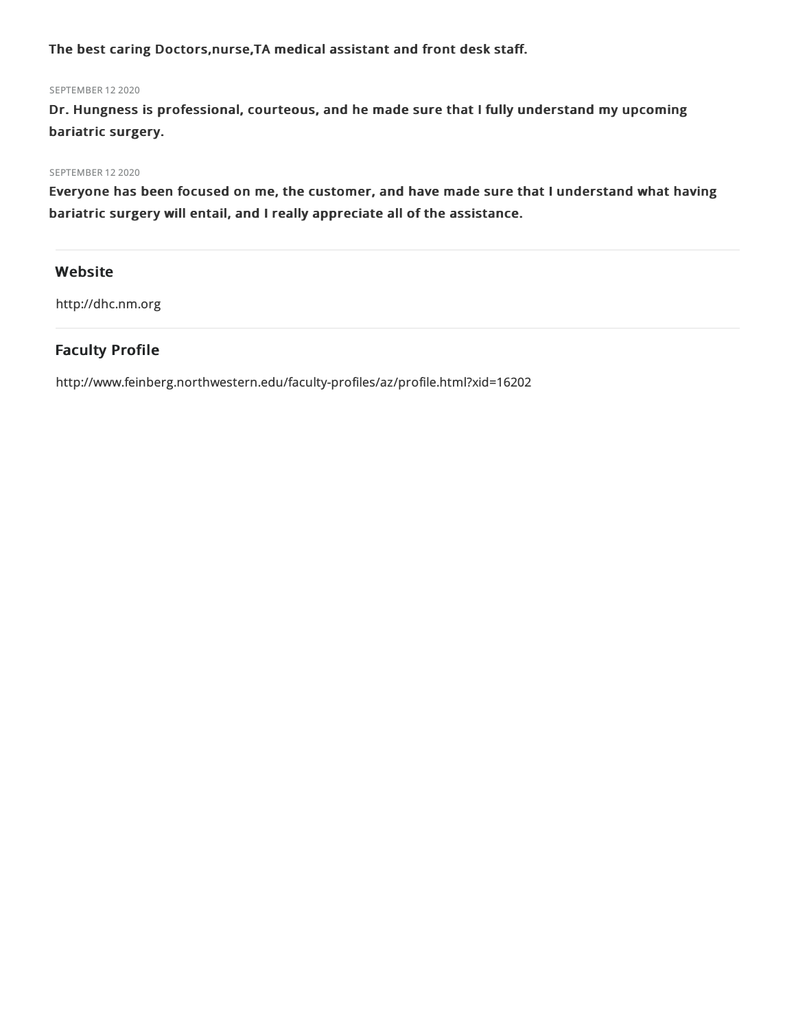**The best caring Doctors,nurse,TA medical assistant and front desk staff.**

SEPTEMBER 12 2020

**Dr. Hungness is professional, courteous, and he made sure that I fully understand my upcoming bariatric surgery.**

SEPTEMBER 12 2020

**Everyone has been focused on me, the customer, and have made sure that I understand what having bariatric surgery will entail, and I really appreciate all of the assistance.**

## Website

http://dhc.nm.org

## Faculty Profile

http://www.feinberg.northwestern.edu/faculty-profiles/az/profile.html?xid=16202